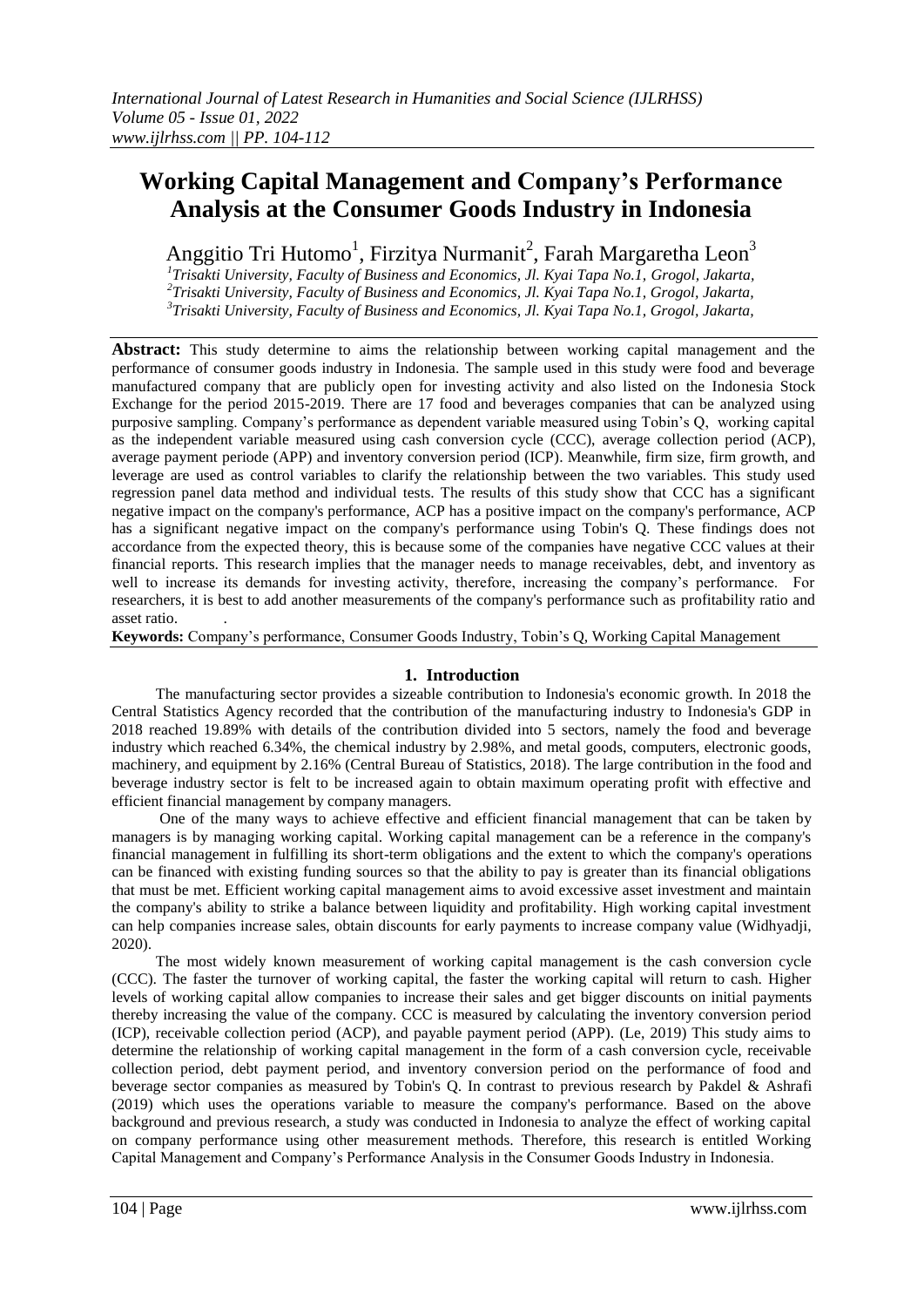# Working Capital Management and Company's Performance Analysis at the Consumer Goods Industry in Indonesia

Anggitio Tri Hutomo[1], Firzitya Nurmanit[2], Farah Margaretha Leon[3]

[1]*Trisakti University, Faculty of Business and Economics, Jl. Kyai Tapa No.1, Grogol, Jakarta,*
[2]*Trisakti University, Faculty of Business and Economics, Jl. Kyai Tapa No.1, Grogol, Jakarta,*
[3]*Trisakti University, Faculty of Business and Economics, Jl. Kyai Tapa No.1, Grogol, Jakarta,*

**Abstract:** This study determine to aims the relationship between working capital management and the performance of consumer goods industry in Indonesia. The sample used in this study were food and beverage manufactured company that are publicly open for investing activity and also listed on the Indonesia Stock Exchange for the period 2015-2019. There are 17 food and beverages companies that can be analyzed using purposive sampling. Company's performance as dependent variable measured using Tobin's Q, working capital as the independent variable measured using cash conversion cycle (CCC), average collection period (ACP), average payment periode (APP) and inventory conversion period (ICP). Meanwhile, firm size, firm growth, and leverage are used as control variables to clarify the relationship between the two variables. This study used regression panel data method and individual tests. The results of this study show that CCC has a significant negative impact on the company's performance, ACP has a positive impact on the company's performance, ACP has a significant negative impact on the company's performance using Tobin's Q. These findings does not accordance from the expected theory, this is because some of the companies have negative CCC values at their financial reports. This research implies that the manager needs to manage receivables, debt, and inventory as well to increase its demands for investing activity, therefore, increasing the company's performance. For researchers, it is best to add another measurements of the company's performance such as profitability ratio and asset ratio.

**Keywords:** Company's performance, Consumer Goods Industry, Tobin's Q, Working Capital Management

## 1. Introduction

The manufacturing sector provides a sizeable contribution to Indonesia's economic growth. In 2018 the Central Statistics Agency recorded that the contribution of the manufacturing industry to Indonesia's GDP in 2018 reached 19.89% with details of the contribution divided into 5 sectors, namely the food and beverage industry which reached 6.34%, the chemical industry by 2.98%, and metal goods, computers, electronic goods, machinery, and equipment by 2.16% (Central Bureau of Statistics, 2018). The large contribution in the food and beverage industry sector is felt to be increased again to obtain maximum operating profit with effective and efficient financial management by company managers.

One of the many ways to achieve effective and efficient financial management that can be taken by managers is by managing working capital. Working capital management can be a reference in the company's financial management in fulfilling its short-term obligations and the extent to which the company's operations can be financed with existing funding sources so that the ability to pay is greater than its financial obligations that must be met. Efficient working capital management aims to avoid excessive asset investment and maintain the company's ability to strike a balance between liquidity and profitability. High working capital investment can help companies increase sales, obtain discounts for early payments to increase company value (Widhyadji, 2020).

The most widely known measurement of working capital management is the cash conversion cycle (CCC). The faster the turnover of working capital, the faster the working capital will return to cash. Higher levels of working capital allow companies to increase their sales and get bigger discounts on initial payments thereby increasing the value of the company. CCC is measured by calculating the inventory conversion period (ICP), receivable collection period (ACP), and payable payment period (APP). (Le, 2019) This study aims to determine the relationship of working capital management in the form of a cash conversion cycle, receivable collection period, debt payment period, and inventory conversion period on the performance of food and beverage sector companies as measured by Tobin's Q. In contrast to previous research by Pakdel & Ashrafi (2019) which uses the operations variable to measure the company's performance. Based on the above background and previous research, a study was conducted in Indonesia to analyze the effect of working capital on company performance using other measurement methods. Therefore, this research is entitled Working Capital Management and Company's Performance Analysis in the Consumer Goods Industry in Indonesia.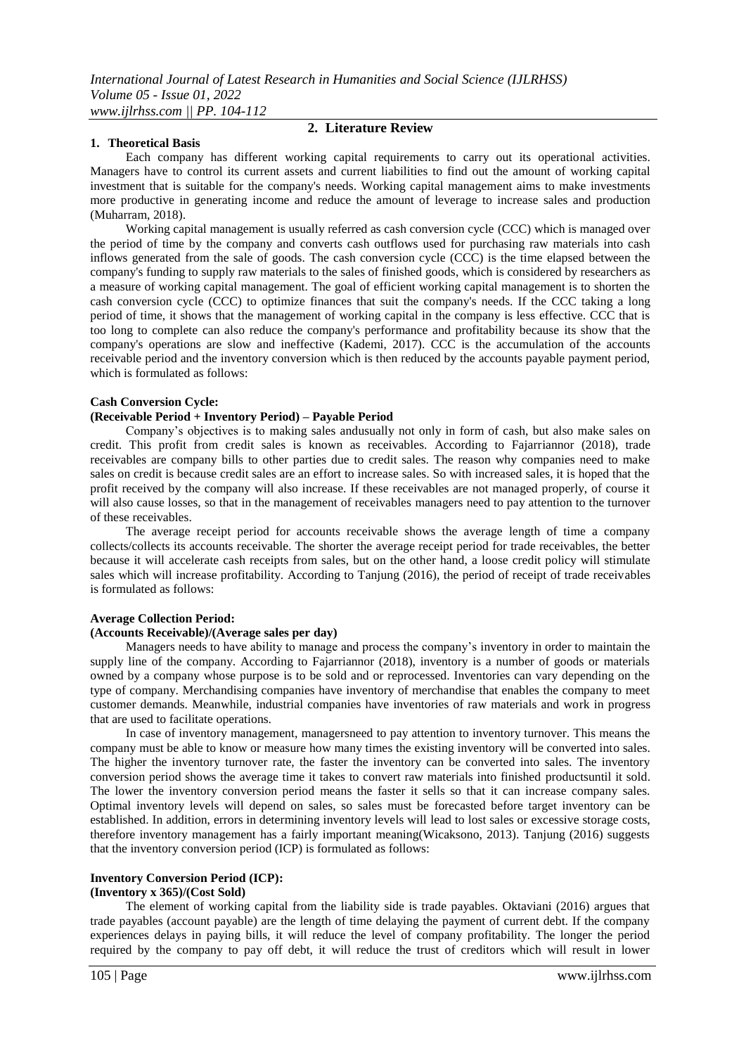## 2. Literature Review

### 1. Theoretical Basis

Each company has different working capital requirements to carry out its operational activities. Managers have to control its current assets and current liabilities to find out the amount of working capital investment that is suitable for the company's needs. Working capital management aims to make investments more productive in generating income and reduce the amount of leverage to increase sales and production (Muharram, 2018).

Working capital management is usually referred as cash conversion cycle (CCC) which is managed over the period of time by the company and converts cash outflows used for purchasing raw materials into cash inflows generated from the sale of goods. The cash conversion cycle (CCC) is the time elapsed between the company's funding to supply raw materials to the sales of finished goods, which is considered by researchers as a measure of working capital management. The goal of efficient working capital management is to shorten the cash conversion cycle (CCC) to optimize finances that suit the company's needs. If the CCC taking a long period of time, it shows that the management of working capital in the company is less effective. CCC that is too long to complete can also reduce the company's performance and profitability because its show that the company's operations are slow and ineffective (Kademi, 2017). CCC is the accumulation of the accounts receivable period and the inventory conversion which is then reduced by the accounts payable payment period, which is formulated as follows:

**Cash Conversion Cycle:**
**(Receivable Period + Inventory Period) – Payable Period**

Company's objectives is to making sales andusually not only in form of cash, but also make sales on credit. This profit from credit sales is known as receivables. According to Fajarriannor (2018), trade receivables are company bills to other parties due to credit sales. The reason why companies need to make sales on credit is because credit sales are an effort to increase sales. So with increased sales, it is hoped that the profit received by the company will also increase. If these receivables are not managed properly, of course it will also cause losses, so that in the management of receivables managers need to pay attention to the turnover of these receivables.

The average receipt period for accounts receivable shows the average length of time a company collects/collects its accounts receivable. The shorter the average receipt period for trade receivables, the better because it will accelerate cash receipts from sales, but on the other hand, a loose credit policy will stimulate sales which will increase profitability. According to Tanjung (2016), the period of receipt of trade receivables is formulated as follows:

**Average Collection Period:**
**(Accounts Receivable)/(Average sales per day)**

Managers needs to have ability to manage and process the company's inventory in order to maintain the supply line of the company. According to Fajarriannor (2018), inventory is a number of goods or materials owned by a company whose purpose is to be sold and or reprocessed. Inventories can vary depending on the type of company. Merchandising companies have inventory of merchandise that enables the company to meet customer demands. Meanwhile, industrial companies have inventories of raw materials and work in progress that are used to facilitate operations.

In case of inventory management, managersneed to pay attention to inventory turnover. This means the company must be able to know or measure how many times the existing inventory will be converted into sales. The higher the inventory turnover rate, the faster the inventory can be converted into sales. The inventory conversion period shows the average time it takes to convert raw materials into finished productsuntil it sold. The lower the inventory conversion period means the faster it sells so that it can increase company sales. Optimal inventory levels will depend on sales, so sales must be forecasted before target inventory can be established. In addition, errors in determining inventory levels will lead to lost sales or excessive storage costs, therefore inventory management has a fairly important meaning(Wicaksono, 2013). Tanjung (2016) suggests that the inventory conversion period (ICP) is formulated as follows:

**Inventory Conversion Period (ICP):**
**(Inventory x 365)/(Cost Sold)**

The element of working capital from the liability side is trade payables. Oktaviani (2016) argues that trade payables (account payable) are the length of time delaying the payment of current debt. If the company experiences delays in paying bills, it will reduce the level of company profitability. The longer the period required by the company to pay off debt, it will reduce the trust of creditors which will result in lower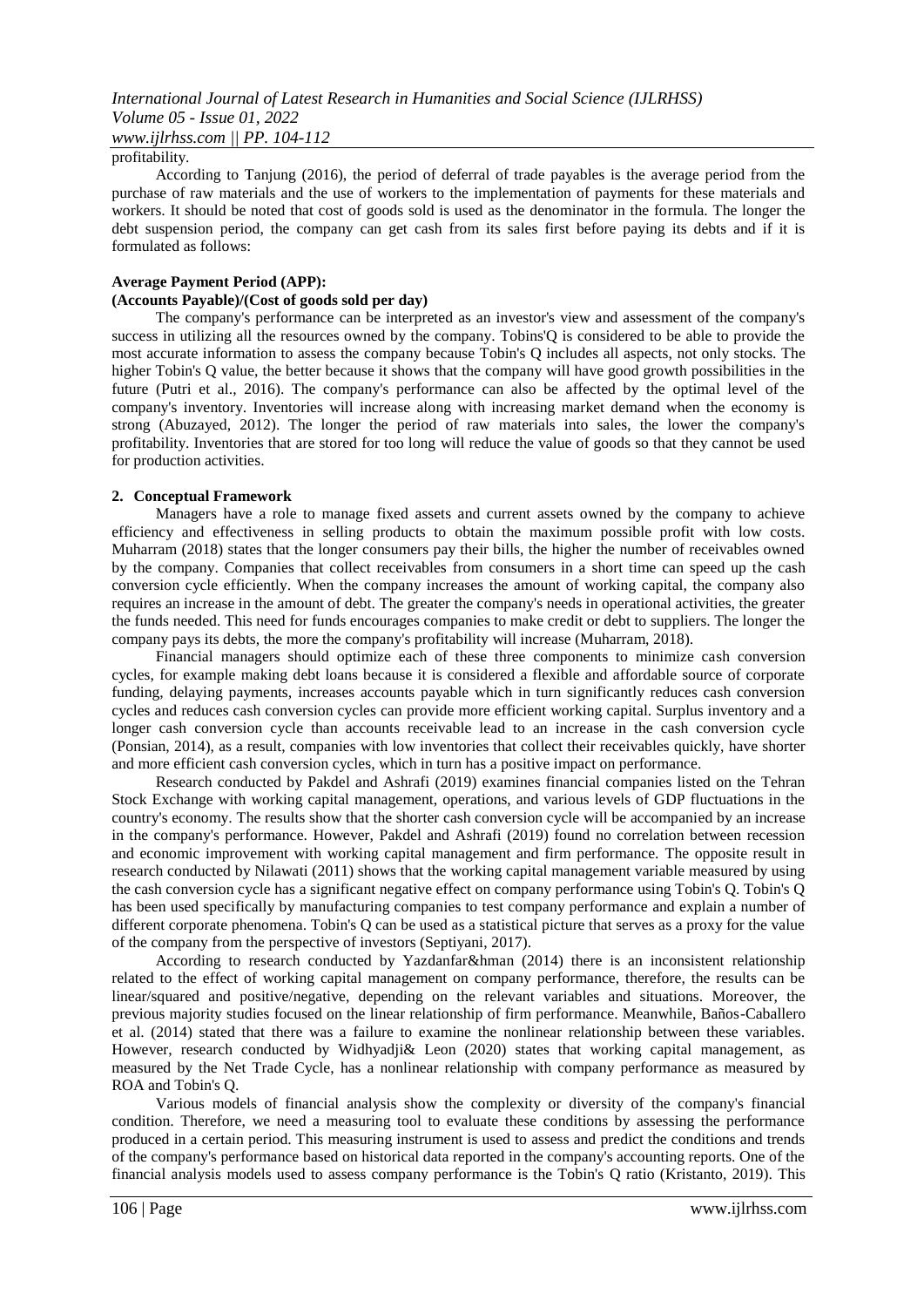profitability.

According to Tanjung (2016), the period of deferral of trade payables is the average period from the purchase of raw materials and the use of workers to the implementation of payments for these materials and workers. It should be noted that cost of goods sold is used as the denominator in the formula. The longer the debt suspension period, the company can get cash from its sales first before paying its debts and if it is formulated as follows:

**Average Payment Period (APP):**
**(Accounts Payable)/(Cost of goods sold per day)**

The company's performance can be interpreted as an investor's view and assessment of the company's success in utilizing all the resources owned by the company. Tobins'Q is considered to be able to provide the most accurate information to assess the company because Tobin's Q includes all aspects, not only stocks. The higher Tobin's Q value, the better because it shows that the company will have good growth possibilities in the future (Putri et al., 2016). The company's performance can also be affected by the optimal level of the company's inventory. Inventories will increase along with increasing market demand when the economy is strong (Abuzayed, 2012). The longer the period of raw materials into sales, the lower the company's profitability. Inventories that are stored for too long will reduce the value of goods so that they cannot be used for production activities.

## 2. Conceptual Framework

Managers have a role to manage fixed assets and current assets owned by the company to achieve efficiency and effectiveness in selling products to obtain the maximum possible profit with low costs. Muharram (2018) states that the longer consumers pay their bills, the higher the number of receivables owned by the company. Companies that collect receivables from consumers in a short time can speed up the cash conversion cycle efficiently. When the company increases the amount of working capital, the company also requires an increase in the amount of debt. The greater the company's needs in operational activities, the greater the funds needed. This need for funds encourages companies to make credit or debt to suppliers. The longer the company pays its debts, the more the company's profitability will increase (Muharram, 2018).

Financial managers should optimize each of these three components to minimize cash conversion cycles, for example making debt loans because it is considered a flexible and affordable source of corporate funding, delaying payments, increases accounts payable which in turn significantly reduces cash conversion cycles and reduces cash conversion cycles can provide more efficient working capital. Surplus inventory and a longer cash conversion cycle than accounts receivable lead to an increase in the cash conversion cycle (Ponsian, 2014), as a result, companies with low inventories that collect their receivables quickly, have shorter and more efficient cash conversion cycles, which in turn has a positive impact on performance.

Research conducted by Pakdel and Ashrafi (2019) examines financial companies listed on the Tehran Stock Exchange with working capital management, operations, and various levels of GDP fluctuations in the country's economy. The results show that the shorter cash conversion cycle will be accompanied by an increase in the company's performance. However, Pakdel and Ashrafi (2019) found no correlation between recession and economic improvement with working capital management and firm performance. The opposite result in research conducted by Nilawati (2011) shows that the working capital management variable measured by using the cash conversion cycle has a significant negative effect on company performance using Tobin's Q. Tobin's Q has been used specifically by manufacturing companies to test company performance and explain a number of different corporate phenomena. Tobin's Q can be used as a statistical picture that serves as a proxy for the value of the company from the perspective of investors (Septiyani, 2017).

According to research conducted by Yazdanfar&hman (2014) there is an inconsistent relationship related to the effect of working capital management on company performance, therefore, the results can be linear/squared and positive/negative, depending on the relevant variables and situations. Moreover, the previous majority studies focused on the linear relationship of firm performance. Meanwhile, Baños-Caballero et al. (2014) stated that there was a failure to examine the nonlinear relationship between these variables. However, research conducted by Widhyadji& Leon (2020) states that working capital management, as measured by the Net Trade Cycle, has a nonlinear relationship with company performance as measured by ROA and Tobin's Q.

Various models of financial analysis show the complexity or diversity of the company's financial condition. Therefore, we need a measuring tool to evaluate these conditions by assessing the performance produced in a certain period. This measuring instrument is used to assess and predict the conditions and trends of the company's performance based on historical data reported in the company's accounting reports. One of the financial analysis models used to assess company performance is the Tobin's Q ratio (Kristanto, 2019). This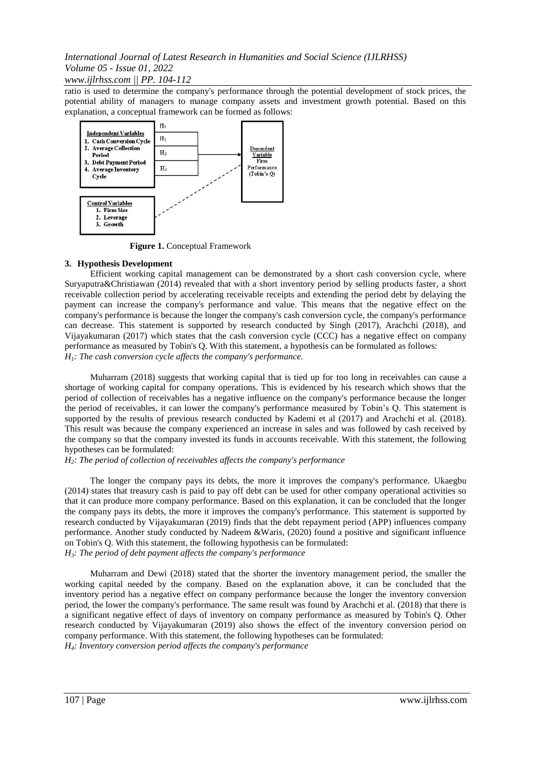ratio is used to determine the company's performance through the potential development of stock prices, the potential ability of managers to manage company assets and investment growth potential. Based on this explanation, a conceptual framework can be formed as follows:

**Figure 1.** Conceptual Framework

### 3. Hypothesis Development

Efficient working capital management can be demonstrated by a short cash conversion cycle, where Suryaputra&Christiawan (2014) revealed that with a short inventory period by selling products faster, a short receivable collection period by accelerating receivable receipts and extending the period debt by delaying the payment can increase the company's performance and value. This means that the negative effect on the company's performance is because the longer the company's cash conversion cycle, the company's performance can decrease. This statement is supported by research conducted by Singh (2017), Arachchi (2018), and Vijayakumaran (2017) which states that the cash conversion cycle (CCC) has a negative effect on company performance as measured by Tobin's Q. With this statement, a hypothesis can be formulated as follows:

*$H_1$: The cash conversion cycle affects the company's performance.*

Muharram (2018) suggests that working capital that is tied up for too long in receivables can cause a shortage of working capital for company operations. This is evidenced by his research which shows that the period of collection of receivables has a negative influence on the company's performance because the longer the period of receivables, it can lower the company's performance measured by Tobin's Q. This statement is supported by the results of previous research conducted by Kademi et al (2017) and Arachchi et al. (2018). This result was because the company experienced an increase in sales and was followed by cash received by the company so that the company invested its funds in accounts receivable. With this statement, the following hypotheses can be formulated:

*$H_2$: The period of collection of receivables affects the company's performance*

The longer the company pays its debts, the more it improves the company's performance. Ukaegbu (2014) states that treasury cash is paid to pay off debt can be used for other company operational activities so that it can produce more company performance. Based on this explanation, it can be concluded that the longer the company pays its debts, the more it improves the company's performance. This statement is supported by research conducted by Vijayakumaran (2019) finds that the debt repayment period (APP) influences company performance. Another study conducted by Nadeem &Waris, (2020) found a positive and significant influence on Tobin's Q. With this statement, the following hypothesis can be formulated:

*$H_3$: The period of debt payment affects the company's performance*

Muharram and Dewi (2018) stated that the shorter the inventory management period, the smaller the working capital needed by the company. Based on the explanation above, it can be concluded that the inventory period has a negative effect on company performance because the longer the inventory conversion period, the lower the company's performance. The same result was found by Arachchi et al. (2018) that there is a significant negative effect of days of inventory on company performance as measured by Tobin's Q. Other research conducted by Vijayakumaran (2019) also shows the effect of the inventory conversion period on company performance. With this statement, the following hypotheses can be formulated:

*$H_4$: Inventory conversion period affects the company's performance*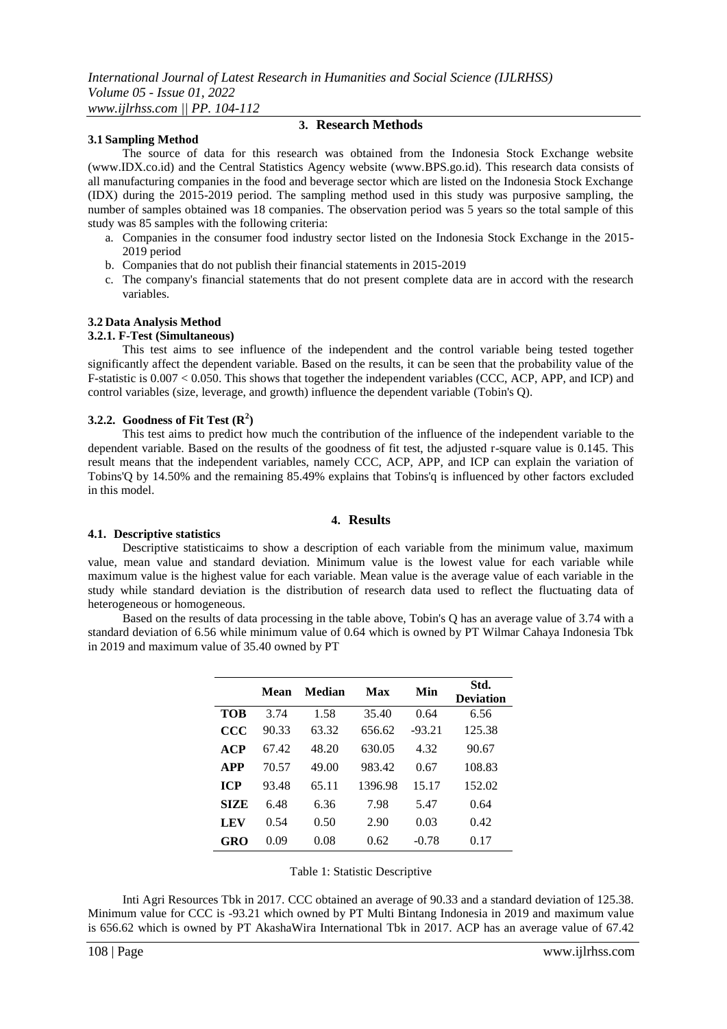## 3. Research Methods

### 3.1 Sampling Method

The source of data for this research was obtained from the Indonesia Stock Exchange website (www.IDX.co.id) and the Central Statistics Agency website (www.BPS.go.id). This research data consists of all manufacturing companies in the food and beverage sector which are listed on the Indonesia Stock Exchange (IDX) during the 2015-2019 period. The sampling method used in this study was purposive sampling, the number of samples obtained was 18 companies. The observation period was 5 years so the total sample of this study was 85 samples with the following criteria:

a. Companies in the consumer food industry sector listed on the Indonesia Stock Exchange in the 2015-2019 period
b. Companies that do not publish their financial statements in 2015-2019
c. The company's financial statements that do not present complete data are in accord with the research variables.

### 3.2 Data Analysis Method

#### 3.2.1. F-Test (Simultaneous)

This test aims to see influence of the independent and the control variable being tested together significantly affect the dependent variable. Based on the results, it can be seen that the probability value of the F-statistic is $0.007 < 0.050$. This shows that together the independent variables (CCC, ACP, APP, and ICP) and control variables (size, leverage, and growth) influence the dependent variable (Tobin's Q).

#### 3.2.2. Goodness of Fit Test ($R^2$)

This test aims to predict how much the contribution of the influence of the independent variable to the dependent variable. Based on the results of the goodness of fit test, the adjusted r-square value is 0.145. This result means that the independent variables, namely CCC, ACP, APP, and ICP can explain the variation of Tobins'Q by 14.50% and the remaining 85.49% explains that Tobins'q is influenced by other factors excluded in this model.

## 4. Results

### 4.1. Descriptive statistics

Descriptive statisticaims to show a description of each variable from the minimum value, maximum value, mean value and standard deviation. Minimum value is the lowest value for each variable while maximum value is the highest value for each variable. Mean value is the average value of each variable in the study while standard deviation is the distribution of research data used to reflect the fluctuating data of heterogeneous or homogeneous.

Based on the results of data processing in the table above, Tobin's Q has an average value of 3.74 with a standard deviation of 6.56 while minimum value of 0.64 which is owned by PT Wilmar Cahaya Indonesia Tbk in 2019 and maximum value of 35.40 owned by PT

| | Mean | Median | Max | Min | Std. Deviation |
|---|---|---|---|---|---|
| **TOB** | 3.74 | 1.58 | 35.40 | 0.64 | 6.56 |
| **CCC** | 90.33 | 63.32 | 656.62 | -93.21 | 125.38 |
| **ACP** | 67.42 | 48.20 | 630.05 | 4.32 | 90.67 |
| **APP** | 70.57 | 49.00 | 983.42 | 0.67 | 108.83 |
| **ICP** | 93.48 | 65.11 | 1396.98 | 15.17 | 152.02 |
| **SIZE** | 6.48 | 6.36 | 7.98 | 5.47 | 0.64 |
| **LEV** | 0.54 | 0.50 | 2.90 | 0.03 | 0.42 |
| **GRO** | 0.09 | 0.08 | 0.62 | -0.78 | 0.17 |

Table 1: Statistic Descriptive

Inti Agri Resources Tbk in 2017. CCC obtained an average of 90.33 and a standard deviation of 125.38. Minimum value for CCC is -93.21 which owned by PT Multi Bintang Indonesia in 2019 and maximum value is 656.62 which is owned by PT AkashaWira International Tbk in 2017. ACP has an average value of 67.42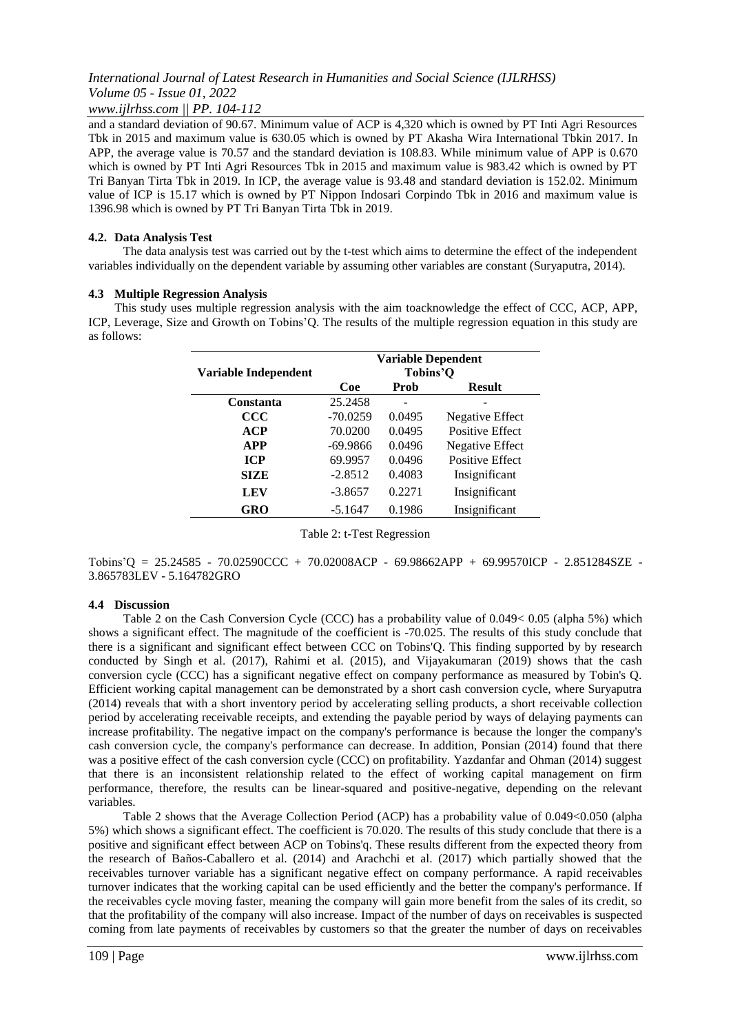and a standard deviation of 90.67. Minimum value of ACP is 4,320 which is owned by PT Inti Agri Resources Tbk in 2015 and maximum value is 630.05 which is owned by PT Akasha Wira International Tbkin 2017. In APP, the average value is 70.57 and the standard deviation is 108.83. While minimum value of APP is 0.670 which is owned by PT Inti Agri Resources Tbk in 2015 and maximum value is 983.42 which is owned by PT Tri Banyan Tirta Tbk in 2019. In ICP, the average value is 93.48 and standard deviation is 152.02. Minimum value of ICP is 15.17 which is owned by PT Nippon Indosari Corpindo Tbk in 2016 and maximum value is 1396.98 which is owned by PT Tri Banyan Tirta Tbk in 2019.

### 4.2. Data Analysis Test

The data analysis test was carried out by the t-test which aims to determine the effect of the independent variables individually on the dependent variable by assuming other variables are constant (Suryaputra, 2014).

### 4.3 Multiple Regression Analysis

This study uses multiple regression analysis with the aim toacknowledge the effect of CCC, ACP, APP, ICP, Leverage, Size and Growth on Tobins'Q. The results of the multiple regression equation in this study are as follows:

| Variable Independent | Variable Dependent Tobins'Q | | |
|---|---|---|---|
| | **Coe** | **Prob** | **Result** |
| **Constanta** | 25.2458 | - | - |
| **CCC** | -70.0259 | 0.0495 | Negative Effect |
| **ACP** | 70.0200 | 0.0495 | Positive Effect |
| **APP** | -69.9866 | 0.0496 | Negative Effect |
| **ICP** | 69.9957 | 0.0496 | Positive Effect |
| **SIZE** | -2.8512 | 0.4083 | Insignificant |
| **LEV** | -3.8657 | 0.2271 | Insignificant |
| **GRO** | -5.1647 | 0.1986 | Insignificant |

Table 2: t-Test Regression

Tobins'Q = 25.24585 - 70.02590CCC + 70.02008ACP - 69.98662APP + 69.99570ICP - 2.851284SZE - 3.865783LEV - 5.164782GRO

### 4.4 Discussion

Table 2 on the Cash Conversion Cycle (CCC) has a probability value of 0.049< 0.05 (alpha 5%) which shows a significant effect. The magnitude of the coefficient is -70.025. The results of this study conclude that there is a significant and significant effect between CCC on Tobins'Q. This finding supported by by research conducted by Singh et al. (2017), Rahimi et al. (2015), and Vijayakumaran (2019) shows that the cash conversion cycle (CCC) has a significant negative effect on company performance as measured by Tobin's Q. Efficient working capital management can be demonstrated by a short cash conversion cycle, where Suryaputra (2014) reveals that with a short inventory period by accelerating selling products, a short receivable collection period by accelerating receivable receipts, and extending the payable period by ways of delaying payments can increase profitability. The negative impact on the company's performance is because the longer the company's cash conversion cycle, the company's performance can decrease. In addition, Ponsian (2014) found that there was a positive effect of the cash conversion cycle (CCC) on profitability. Yazdanfar and Ohman (2014) suggest that there is an inconsistent relationship related to the effect of working capital management on firm performance, therefore, the results can be linear-squared and positive-negative, depending on the relevant variables.

Table 2 shows that the Average Collection Period (ACP) has a probability value of 0.049<0.050 (alpha 5%) which shows a significant effect. The coefficient is 70.020. The results of this study conclude that there is a positive and significant effect between ACP on Tobins'q. These results different from the expected theory from the research of Baños-Caballero et al. (2014) and Arachchi et al. (2017) which partially showed that the receivables turnover variable has a significant negative effect on company performance. A rapid receivables turnover indicates that the working capital can be used efficiently and the better the company's performance. If the receivables cycle moving faster, meaning the company will gain more benefit from the sales of its credit, so that the profitability of the company will also increase. Impact of the number of days on receivables is suspected coming from late payments of receivables by customers so that the greater the number of days on receivables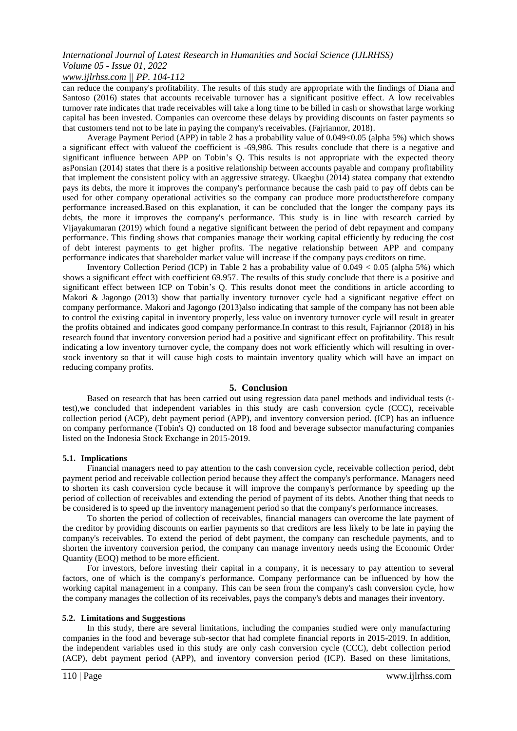can reduce the company's profitability. The results of this study are appropriate with the findings of Diana and Santoso (2016) states that accounts receivable turnover has a significant positive effect. A low receivables turnover rate indicates that trade receivables will take a long time to be billed in cash or showsthat large working capital has been invested. Companies can overcome these delays by providing discounts on faster payments so that customers tend not to be late in paying the company's receivables. (Fajriannor, 2018).

Average Payment Period (APP) in table 2 has a probability value of 0.049<0.05 (alpha 5%) which shows a significant effect with valueof the coefficient is -69,986. This results conclude that there is a negative and significant influence between APP on Tobin's Q. This results is not appropriate with the expected theory asPonsian (2014) states that there is a positive relationship between accounts payable and company profitability that implement the consistent policy with an aggressive strategy. Ukaegbu (2014) statea company that extendto pays its debts, the more it improves the company's performance because the cash paid to pay off debts can be used for other company operational activities so the company can produce more productstherefore company performance increased.Based on this explanation, it can be concluded that the longer the company pays its debts, the more it improves the company's performance. This study is in line with research carried by Vijayakumaran (2019) which found a negative significant between the period of debt repayment and company performance. This finding shows that companies manage their working capital efficiently by reducing the cost of debt interest payments to get higher profits. The negative relationship between APP and company performance indicates that shareholder market value will increase if the company pays creditors on time.

Inventory Collection Period (ICP) in Table 2 has a probability value of 0.049 < 0.05 (alpha 5%) which shows a significant effect with coefficient 69.957. The results of this study conclude that there is a positive and significant effect between ICP on Tobin's Q. This results donot meet the conditions in article according to Makori & Jagongo (2013) show that partially inventory turnover cycle had a significant negative effect on company performance. Makori and Jagongo (2013)also indicating that sample of the company has not been able to control the existing capital in inventory properly, less value on inventory turnover cycle will result in greater the profits obtained and indicates good company performance.In contrast to this result, Fajriannor (2018) in his research found that inventory conversion period had a positive and significant effect on profitability. This result indicating a low inventory turnover cycle, the company does not work efficiently which will resulting in over-stock inventory so that it will cause high costs to maintain inventory quality which will have an impact on reducing company profits.

## 5. Conclusion

Based on research that has been carried out using regression data panel methods and individual tests (t-test),we concluded that independent variables in this study are cash conversion cycle (CCC), receivable collection period (ACP), debt payment period (APP), and inventory conversion period. (ICP) has an influence on company performance (Tobin's Q) conducted on 18 food and beverage subsector manufacturing companies listed on the Indonesia Stock Exchange in 2015-2019.

### 5.1. Implications

Financial managers need to pay attention to the cash conversion cycle, receivable collection period, debt payment period and receivable collection period because they affect the company's performance. Managers need to shorten its cash conversion cycle because it will improve the company's performance by speeding up the period of collection of receivables and extending the period of payment of its debts. Another thing that needs to be considered is to speed up the inventory management period so that the company's performance increases.

To shorten the period of collection of receivables, financial managers can overcome the late payment of the creditor by providing discounts on earlier payments so that creditors are less likely to be late in paying the company's receivables. To extend the period of debt payment, the company can reschedule payments, and to shorten the inventory conversion period, the company can manage inventory needs using the Economic Order Quantity (EOQ) method to be more efficient.

For investors, before investing their capital in a company, it is necessary to pay attention to several factors, one of which is the company's performance. Company performance can be influenced by how the working capital management in a company. This can be seen from the company's cash conversion cycle, how the company manages the collection of its receivables, pays the company's debts and manages their inventory.

### 5.2. Limitations and Suggestions

In this study, there are several limitations, including the companies studied were only manufacturing companies in the food and beverage sub-sector that had complete financial reports in 2015-2019. In addition, the independent variables used in this study are only cash conversion cycle (CCC), debt collection period (ACP), debt payment period (APP), and inventory conversion period (ICP). Based on these limitations,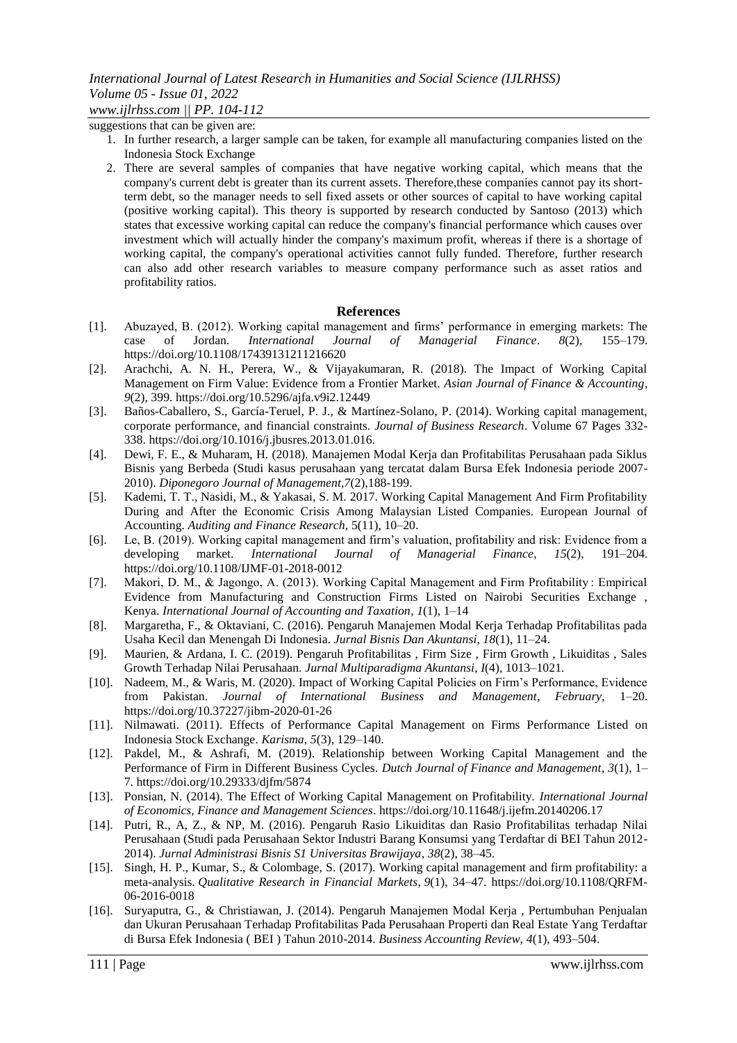suggestions that can be given are:

1. In further research, a larger sample can be taken, for example all manufacturing companies listed on the Indonesia Stock Exchange
2. There are several samples of companies that have negative working capital, which means that the company's current debt is greater than its current assets. Therefore,these companies cannot pay its short-term debt, so the manager needs to sell fixed assets or other sources of capital to have working capital (positive working capital). This theory is supported by research conducted by Santoso (2013) which states that excessive working capital can reduce the company's financial performance which causes over investment which will actually hinder the company's maximum profit, whereas if there is a shortage of working capital, the company's operational activities cannot fully funded. Therefore, further research can also add other research variables to measure company performance such as asset ratios and profitability ratios.

## References

[1]. Abuzayed, B. (2012). Working capital management and firms' performance in emerging markets: The case of Jordan. *International Journal of Managerial Finance*. *8*(2), 155–179. https://doi.org/10.1108/17439131211216620

[2]. Arachchi, A. N. H., Perera, W., & Vijayakumaran, R. (2018). The Impact of Working Capital Management on Firm Value: Evidence from a Frontier Market. *Asian Journal of Finance & Accounting*, *9*(2), 399. https://doi.org/10.5296/ajfa.v9i2.12449

[3]. Baños-Caballero, S., García-Teruel, P. J., & Martínez-Solano, P. (2014). Working capital management, corporate performance, and financial constraints. *Journal of Business Research*. Volume 67 Pages 332-338. https://doi.org/10.1016/j.jbusres.2013.01.016.

[4]. Dewi, F. E., & Muharam, H. (2018). Manajemen Modal Kerja dan Profitabilitas Perusahaan pada Siklus Bisnis yang Berbeda (Studi kasus perusahaan yang tercatat dalam Bursa Efek Indonesia periode 2007-2010). *Diponegoro Journal of Management*,*7*(2),188-199.

[5]. Kademi, T. T., Nasidi, M., & Yakasai, S. M. 2017. Working Capital Management And Firm Profitability During and After the Economic Crisis Among Malaysian Listed Companies. European Journal of Accounting. *Auditing and Finance Research,* 5(11), 10–20.

[6]. Le, B. (2019). Working capital management and firm's valuation, profitability and risk: Evidence from a developing market. *International Journal of Managerial Finance*, *15*(2), 191–204. https://doi.org/10.1108/IJMF-01-2018-0012

[7]. Makori, D. M., & Jagongo, A. (2013). Working Capital Management and Firm Profitability : Empirical Evidence from Manufacturing and Construction Firms Listed on Nairobi Securities Exchange , Kenya. *International Journal of Accounting and Taxation*, *1*(1), 1–14

[8]. Margaretha, F., & Oktaviani, C. (2016). Pengaruh Manajemen Modal Kerja Terhadap Profitabilitas pada Usaha Kecil dan Menengah Di Indonesia. *Jurnal Bisnis Dan Akuntansi*, *18*(1), 11–24.

[9]. Maurien, & Ardana, I. C. (2019). Pengaruh Profitabilitas , Firm Size , Firm Growth , Likuiditas , Sales Growth Terhadap Nilai Perusahaan. *Jurnal Multiparadigma Akuntansi*, *I*(4), 1013–1021.

[10]. Nadeem, M., & Waris, M. (2020). Impact of Working Capital Policies on Firm's Performance, Evidence from Pakistan. *Journal of International Business and Management*, *February*, 1–20. https://doi.org/10.37227/jibm-2020-01-26

[11]. Nilmawati. (2011). Effects of Performance Capital Management on Firms Performance Listed on Indonesia Stock Exchange. *Karisma*, *5*(3), 129–140.

[12]. Pakdel, M., & Ashrafi, M. (2019). Relationship between Working Capital Management and the Performance of Firm in Different Business Cycles. *Dutch Journal of Finance and Management*, *3*(1), 1–7. https://doi.org/10.29333/djfm/5874

[13]. Ponsian, N. (2014). The Effect of Working Capital Management on Profitability. *International Journal of Economics, Finance and Management Sciences*. https://doi.org/10.11648/j.ijefm.20140206.17

[14]. Putri, R., A, Z., & NP, M. (2016). Pengaruh Rasio Likuiditas dan Rasio Profitabilitas terhadap Nilai Perusahaan (Studi pada Perusahaan Sektor Industri Barang Konsumsi yang Terdaftar di BEI Tahun 2012-2014). *Jurnal Administrasi Bisnis S1 Universitas Brawijaya*, *38*(2), 38–45.

[15]. Singh, H. P., Kumar, S., & Colombage, S. (2017). Working capital management and firm profitability: a meta-analysis. *Qualitative Research in Financial Markets*, *9*(1), 34–47. https://doi.org/10.1108/QRFM-06-2016-0018

[16]. Suryaputra, G., & Christiawan, J. (2014). Pengaruh Manajemen Modal Kerja , Pertumbuhan Penjualan dan Ukuran Perusahaan Terhadap Profitabilitas Pada Perusahaan Properti dan Real Estate Yang Terdaftar di Bursa Efek Indonesia ( BEI ) Tahun 2010-2014. *Business Accounting Review*, *4*(1), 493–504.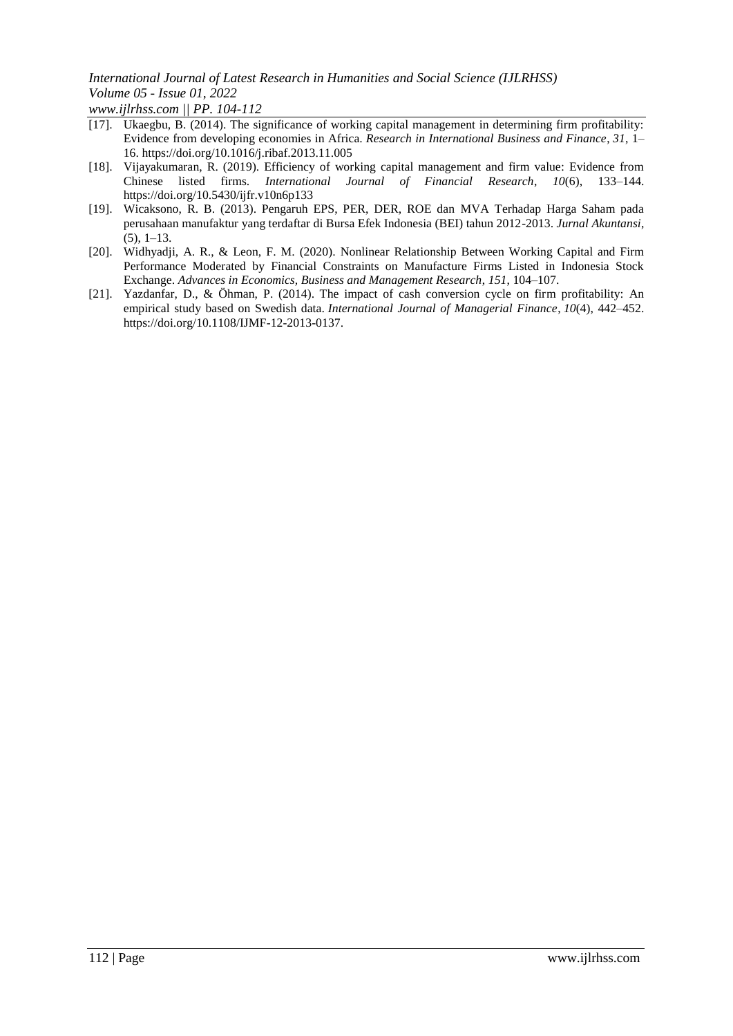[17]. Ukaegbu, B. (2014). The significance of working capital management in determining firm profitability: Evidence from developing economies in Africa. *Research in International Business and Finance*, *31*, 1–16. https://doi.org/10.1016/j.ribaf.2013.11.005

[18]. Vijayakumaran, R. (2019). Efficiency of working capital management and firm value: Evidence from Chinese listed firms. *International Journal of Financial Research*, *10*(6), 133–144. https://doi.org/10.5430/ijfr.v10n6p133

[19]. Wicaksono, R. B. (2013). Pengaruh EPS, PER, DER, ROE dan MVA Terhadap Harga Saham pada perusahaan manufaktur yang terdaftar di Bursa Efek Indonesia (BEI) tahun 2012-2013. *Jurnal Akuntansi*, (5), 1–13.

[20]. Widhyadji, A. R., & Leon, F. M. (2020). Nonlinear Relationship Between Working Capital and Firm Performance Moderated by Financial Constraints on Manufacture Firms Listed in Indonesia Stock Exchange. *Advances in Economics, Business and Management Research*, *151*, 104–107.

[21]. Yazdanfar, D., & Öhman, P. (2014). The impact of cash conversion cycle on firm profitability: An empirical study based on Swedish data. *International Journal of Managerial Finance*, *10*(4), 442–452. https://doi.org/10.1108/IJMF-12-2013-0137.